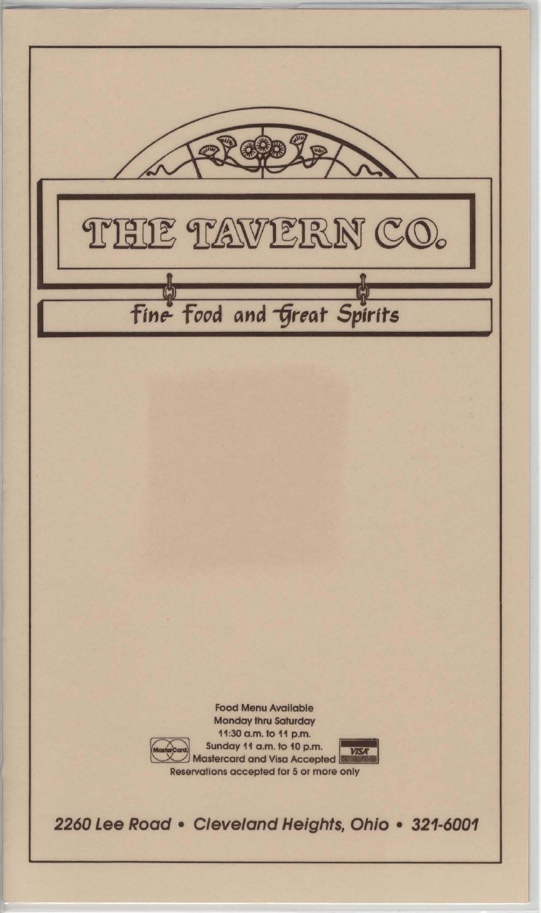# THE TAVERN CO.

## Fine Food and Great Spirits

Food Menu Available
Monday thru Saturday
11:30 a.m. to 11 p.m.
Sunday 11 a.m. to 10 p.m.
Mastercard and Visa Accepted
Reservations accepted for 5 or more only

*2260 Lee Road • Cleveland Heights, Ohio • 321-6001*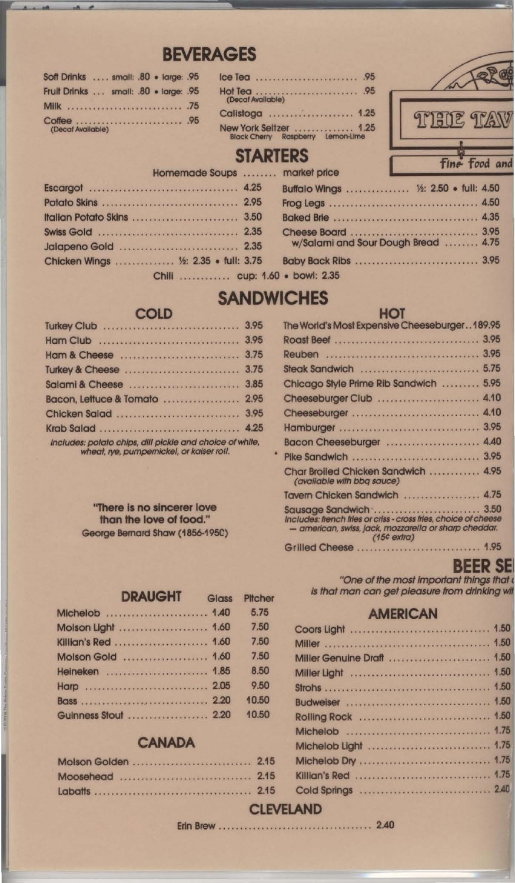## BEVERAGES

| | |
|---|---|
| Soft Drinks .... small: .80 • large: .95 | Ice Tea .... .95 |
| Fruit Drinks ... small: .80 • large: .95 | Hot Tea .... .95 (Decaf Available) |
| Milk .... .75 | Calistoga .... 1.25 |
| Coffee .... .95 (Decaf Available) | New York Seltzer .... 1.25 Black Cherry Raspberry Lemon-Lime |

THE TAV

Fine food and

## STARTERS

Homemade Soups ........ market price

| | |
|---|---|
| Escargot .... 4.25 | Buffalo Wings .... ½: 2.50 • full: 4.50 |
| Potato Skins .... 2.95 | Frog Legs .... 4.50 |
| Italian Potato Skins .... 3.50 | Baked Brie .... 4.35 |
| Swiss Gold .... 2.35 | Cheese Board .... 3.95 |
| Jalapeno Gold .... 2.35 | w/Salami and Sour Dough Bread .... 4.75 |
| Chicken Wings .... ½: 2.35 • full: 3.75 | Baby Back Ribs .... 3.95 |

Chili ........ cup: 1.60 • bowl: 2.35

## SANDWICHES

### COLD

| | |
|---|---|
| Turkey Club | 3.95 |
| Ham Club | 3.95 |
| Ham & Cheese | 3.75 |
| Turkey & Cheese | 3.75 |
| Salami & Cheese | 3.85 |
| Bacon, Lettuce & Tomato | 2.95 |
| Chicken Salad | 3.95 |
| Krab Salad | 4.25 |

*Includes: potato chips, dill pickle and choice of white, wheat, rye, pumpernickel, or kaiser roll.*

"There is no sincerer love than the love of food."
George Bernard Shaw (1856-1950)

### HOT

| | |
|---|---|
| The World's Most Expensive Cheeseburger | 189.95 |
| Roast Beef | 3.95 |
| Reuben | 3.95 |
| Steak Sandwich | 5.75 |
| Chicago Style Prime Rib Sandwich | 5.95 |
| Cheeseburger Club | 4.10 |
| Cheeseburger | 4.10 |
| Hamburger | 3.95 |
| Bacon Cheeseburger | 4.40 |
| Pike Sandwich | 3.95 |
| Char Broiled Chicken Sandwich *(available with bbq sauce)* | 4.95 |
| Tavern Chicken Sandwich | 4.75 |
| Sausage Sandwich | 3.50 |

*Includes: french fries or criss - cross fries, choice of cheese — american, swiss, jack, mozzarella or sharp cheddar. (15¢ extra)*

| | |
|---|---|
| Grilled Cheese | 1.95 |

## BEER SE

"One of the most important things that
is that man can get pleasure from drinking wit

### DRAUGHT

| | Glass | Pitcher |
|---|---|---|
| Michelob | 1.40 | 5.75 |
| Molson Light | 1.60 | 7.50 |
| Killian's Red | 1.60 | 7.50 |
| Molson Gold | 1.60 | 7.50 |
| Heineken | 1.85 | 8.50 |
| Harp | 2.05 | 9.50 |
| Bass | 2.20 | 10.50 |
| Guinness Stout | 2.20 | 10.50 |

### CANADA

| | |
|---|---|
| Molson Golden | 2.15 |
| Moosehead | 2.15 |
| Labatts | 2.15 |

### AMERICAN

| | |
|---|---|
| Coors Light | 1.50 |
| Miller | 1.50 |
| Miller Genuine Draft | 1.50 |
| Miller Light | 1.50 |
| Strohs | 1.50 |
| Budweiser | 1.50 |
| Rolling Rock | 1.50 |
| Michelob | 1.75 |
| Michelob Light | 1.75 |
| Michelob Dry | 1.75 |
| Killian's Red | 1.75 |
| Cold Springs | 2.40 |

### CLEVELAND

| | |
|---|---|
| Erin Brew | 2.40 |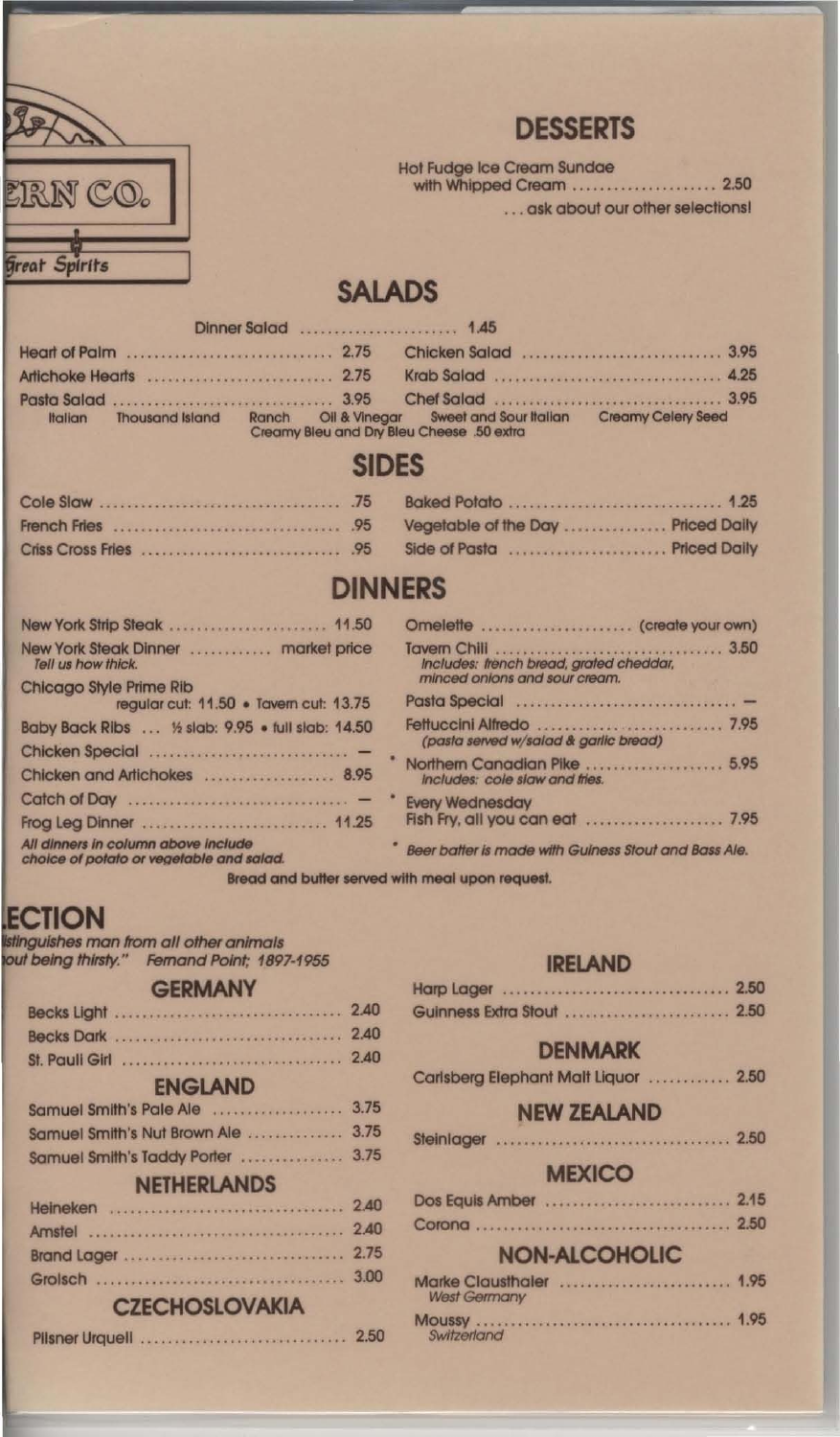ERN CO.

Great Spirits

## DESSERTS

Hot Fudge Ice Cream Sundae with Whipped Cream ..................... 2.50

. . . ask about our other selections!

## SALADS

Dinner Salad ..................... 1.45

Heart of Palm ..................... 2.75

Artichoke Hearts ..................... 2.75

Pasta Salad ..................... 3.95

Chicken Salad ..................... 3.95

Krab Salad ..................... 4.25

Chef Salad ..................... 3.95

Italian Thousand Island Ranch Oil & Vinegar Sweet and Sour Italian Creamy Celery Seed

Creamy Bleu and Dry Bleu Cheese .50 extra

## SIDES

Cole Slaw ..................... .75

French Fries ..................... .95

Criss Cross Fries ..................... .95

Baked Potato ..................... 1.25

Vegetable of the Day ..................... Priced Daily

Side of Pasta ..................... Priced Daily

## DINNERS

New York Strip Steak ..................... 11.50

New York Steak Dinner ..................... market price
*Tell us how thick.*

Chicago Style Prime Rib
regular cut: 11.50 • Tavern cut: 13.75

Baby Back Ribs ... ½ slab: 9.95 • full slab: 14.50

Chicken Special ..................... —

Chicken and Artichokes ..................... 8.95

Catch of Day ..................... —

Frog Leg Dinner ..................... 11.25

*All dinners in column above include choice of potato or vegetable and salad.*

Omelette ..................... (create your own)

Tavern Chili ..................... 3.50
*Includes: french bread, grated cheddar, minced onions and sour cream.*

Pasta Special ..................... —

Fettuccini Alfredo ..................... 7.95
*(pasta served w/salad & garlic bread)*

* Northern Canadian Pike ..................... 5.95
*Includes: cole slaw and fries.*

* Every Wednesday
Fish Fry, all you can eat ..................... 7.95

* *Beer batter is made with Guiness Stout and Bass Ale.*

Bread and butter served with meal upon request.

## ECTION

*istinguishes man from all other animals*
*out being thirsty."* Fernand Point; 1897-1955

### GERMANY

Becks Light ..................... 2.40

Becks Dark ..................... 2.40

St. Pauli Girl ..................... 2.40

### ENGLAND

Samuel Smith's Pale Ale ..................... 3.75

Samuel Smith's Nut Brown Ale ..................... 3.75

Samuel Smith's Taddy Porter ..................... 3.75

### NETHERLANDS

Heineken ..................... 2.40

Amstel ..................... 2.40

Brand Lager ..................... 2.75

Grolsch ..................... 3.00

### CZECHOSLOVAKIA

Pilsner Urquell ..................... 2.50

### IRELAND

Harp Lager ..................... 2.50

Guinness Extra Stout ..................... 2.50

### DENMARK

Carlsberg Elephant Malt Liquor ..................... 2.50

### NEW ZEALAND

Steinlager ..................... 2.50

### MEXICO

Dos Equis Amber ..................... 2.15

Corona ..................... 2.50

### NON-ALCOHOLIC

Marke Clausthaler ..................... 1.95
*West Germany*

Moussy ..................... 1.95
*Switzerland*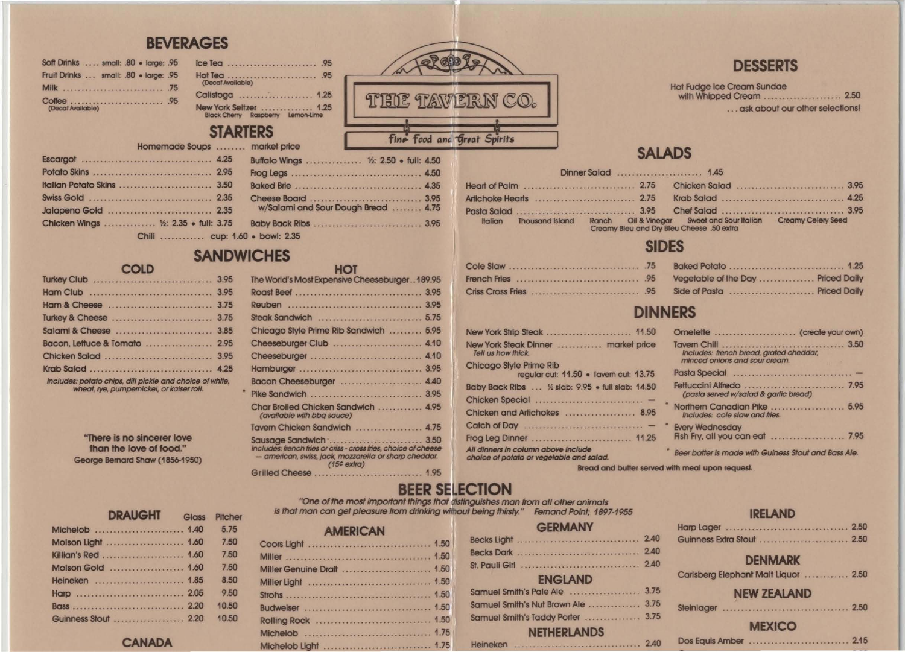# THE TAVERN CO.

*Fine Food and Great Spirits*

## BEVERAGES

- Soft Drinks .... small: .80 • large: .95
- Fruit Drinks ... small: .80 • large: .95
- Milk .... .75
- Coffee .... .95 (Decaf Available)
- Ice Tea .... .95
- Hot Tea .... .95 (Decaf Available)
- Calistoga .... 1.25
- New York Seltzer .... 1.25 — Black Cherry, Raspberry, Lemon-Lime

## STARTERS

Homemade Soups ........ market price

- Escargot .... 4.25
- Potato Skins .... 2.95
- Italian Potato Skins .... 3.50
- Swiss Gold .... 2.35
- Jalapeno Gold .... 2.35
- Chicken Wings .... ½: 2.35 • full: 3.75
- Buffalo Wings .... ½: 2.50 • full: 4.50
- Frog Legs .... 4.50
- Baked Brie .... 4.35
- Cheese Board .... 3.95
  - w/Salami and Sour Dough Bread .... 4.75
- Baby Back Ribs .... 3.95

Chili .... cup: 1.60 • bowl: 2.35

## SANDWICHES

### COLD

- Turkey Club .... 3.95
- Ham Club .... 3.95
- Ham & Cheese .... 3.75
- Turkey & Cheese .... 3.75
- Salami & Cheese .... 3.85
- Bacon, Lettuce & Tomato .... 2.95
- Chicken Salad .... 3.95
- Krab Salad .... 4.25

*Includes: potato chips, dill pickle and choice of white, wheat, rye, pumpernickel, or kaiser roll.*

### HOT

- The World's Most Expensive Cheeseburger .. 189.95
- Roast Beef .... 3.95
- Reuben .... 3.95
- Steak Sandwich .... 5.75
- Chicago Style Prime Rib Sandwich .... 5.95
- Cheeseburger Club .... 4.10
- Cheeseburger .... 4.10
- Hamburger .... 3.95
- Bacon Cheeseburger .... 4.40
- \* Pike Sandwich .... 3.95
- Char Broiled Chicken Sandwich .... 4.95 *(available with bbq sauce)*
- Tavern Chicken Sandwich .... 4.75
- Sausage Sandwich .... 3.50

*Includes: french fries or criss - cross fries, choice of cheese — american, swiss, jack, mozzarella or sharp cheddar. (15¢ extra)*

- Grilled Cheese .... 1.95

"There is no sincerer love than the love of food."
George Bernard Shaw (1856-1950)

## DESSERTS

- Hot Fudge Ice Cream Sundae with Whipped Cream .... 2.50

... ask about our other selections!

## SALADS

Dinner Salad .... 1.45

- Heart of Palm .... 2.75
- Artichoke Hearts .... 2.75
- Pasta Salad .... 3.95
- Chicken Salad .... 3.95
- Krab Salad .... 4.25
- Chef Salad .... 3.95

Italian, Thousand Island, Ranch, Oil & Vinegar, Sweet and Sour Italian, Creamy Celery Seed
Creamy Bleu and Dry Bleu Cheese .50 extra

## SIDES

- Cole Slaw .... .75
- French Fries .... .95
- Criss Cross Fries .... .95
- Baked Potato .... 1.25
- Vegetable of the Day .... Priced Daily
- Side of Pasta .... Priced Daily

## DINNERS

- New York Strip Steak .... 11.50
- New York Steak Dinner .... market price — *Tell us how thick.*
- Chicago Style Prime Rib — regular cut: 11.50 • Tavern cut: 13.75
- Baby Back Ribs ... ½ slab: 9.95 • full slab: 14.50
- Chicken Special .... —
- Chicken and Artichokes .... 8.95
- Catch of Day .... —
- Frog Leg Dinner .... 11.25

*All dinners in column above include choice of potato or vegetable and salad.*

- Omelette .... (create your own)
- Tavern Chili .... 3.50 — *Includes: french bread, grated cheddar, minced onions and sour cream.*
- Pasta Special .... —
- Fettuccini Alfredo .... 7.95 *(pasta served w/salad & garlic bread)*
- \* Northern Canadian Pike .... 5.95 — *Includes: cole slaw and fries.*
- \* Every Wednesday Fish Fry, all you can eat .... 7.95

*\* Beer batter is made with Guiness Stout and Bass Ale.*

Bread and butter served with meal upon request.

## BEER SELECTION

*"One of the most important things that distinguishes man from all other animals is that man can get pleasure from drinking without being thirsty." Fernand Point; 1897-1955*

### DRAUGHT

| | Glass | Pitcher |
|---|---|---|
| Michelob | 1.40 | 5.75 |
| Molson Light | 1.60 | 7.50 |
| Killian's Red | 1.60 | 7.50 |
| Molson Gold | 1.60 | 7.50 |
| Heineken | 1.85 | 8.50 |
| Harp | 2.05 | 9.50 |
| Bass | 2.20 | 10.50 |
| Guinness Stout | 2.20 | 10.50 |

### CANADA

### AMERICAN

- Coors Light .... 1.50
- Miller .... 1.50
- Miller Genuine Draft .... 1.50
- Miller Light .... 1.50
- Strohs .... 1.50
- Budweiser .... 1.50
- Rolling Rock .... 1.50
- Michelob .... 1.75
- Michelob Light .... 1.75

### GERMANY

- Becks Light .... 2.40
- Becks Dark .... 2.40
- St. Pauli Girl .... 2.40

### ENGLAND

- Samuel Smith's Pale Ale .... 3.75
- Samuel Smith's Nut Brown Ale .... 3.75
- Samuel Smith's Taddy Porter .... 3.75

### NETHERLANDS

- Heineken .... 2.40

### IRELAND

- Harp Lager .... 2.50
- Guinness Extra Stout .... 2.50

### DENMARK

- Carlsberg Elephant Malt Liquor .... 2.50

### NEW ZEALAND

- Steinlager .... 2.50

### MEXICO

- Dos Equis Amber .... 2.15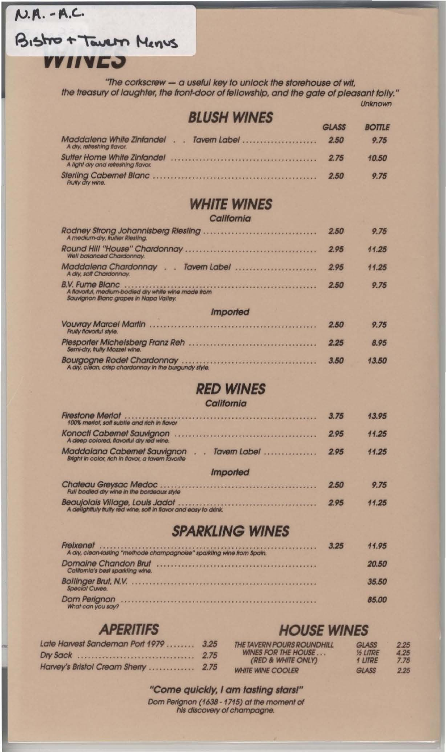N.A. - A.C.

Bistro + Tavern Menus

# WINES

*"The corkscrew — a useful key to unlock the storehouse of wit, the treasury of laughter, the front-door of fellowship, and the gate of pleasant folly."*

Unknown

## BLUSH WINES

| | GLASS | BOTTLE |
|---|---|---|
| Maddalena White Zinfandel . . Tavern Label<br>A dry, refreshing flavor. | 2.50 | 9.75 |
| Sutter Home White Zinfandel<br>A light dry and refreshing flavor. | 2.75 | 10.50 |
| Sterling Cabernet Blanc<br>Fruity dry wine. | 2.50 | 9.75 |

## WHITE WINES

### California

| | GLASS | BOTTLE |
|---|---|---|
| Rodney Strong Johannisberg Riesling<br>A medium-dry, fruitier Riesling. | 2.50 | 9.75 |
| Round Hill "House" Chardonnay<br>Well balanced Chardonnay. | 2.95 | 11.25 |
| Maddalena Chardonnay . . Tavern Label<br>A dry, soft Chardonnay. | 2.95 | 11.25 |
| B.V. Fume Blanc<br>A flavorful, medium-bodied dry white wine made from Sauvignon Blanc grapes in Napa Valley. | 2.50 | 9.75 |

### Imported

| | GLASS | BOTTLE |
|---|---|---|
| Vouvray Marcel Martin<br>Fruity flavorful style. | 2.50 | 9.75 |
| Piesporter Michelsberg Franz Reh<br>Semi-dry, fruity Mozzel wine. | 2.25 | 8.95 |
| Bourgogne Rodet Chardonnay<br>A dry, clean, crisp chardonnay in the burgundy style. | 3.50 | 13.50 |

## RED WINES

### California

| | GLASS | BOTTLE |
|---|---|---|
| Firestone Merlot<br>100% merlot, soft subtle and rich in flavor | 3.75 | 13.95 |
| Konocti Cabernet Sauvignon<br>A deep colored, flavorful dry red wine. | 2.95 | 11.25 |
| Maddalana Cabernet Sauvignon . . Tavern Label<br>Bright in color, rich in flavor, a tavern favorite | 2.95 | 11.25 |

### Imported

| | GLASS | BOTTLE |
|---|---|---|
| Chateau Greysac Medoc<br>Full bodied dry wine in the bordeaux style | 2.50 | 9.75 |
| Beaujolais Village, Louis Jadot<br>A delightfully fruity red wine, soft in flavor and easy to drink. | 2.95 | 11.25 |

## SPARKLING WINES

| | GLASS | BOTTLE |
|---|---|---|
| Freixenet<br>A dry, clean-tasting "methode champagnoise" sparkling wine from Spain. | 3.25 | 11.95 |
| Domaine Chandon Brut<br>California's best sparkling wine. | | 20.50 |
| Bollinger Brut, N.V.<br>Special Cuvee. | | 35.50 |
| Dom Perignon<br>What can you say? | | 85.00 |

## APERITIFS

| | |
|---|---|
| Late Harvest Sandeman Port 1979 | 3.25 |
| Dry Sack | 2.75 |
| Harvey's Bristol Cream Sherry | 2.75 |

## HOUSE WINES

THE TAVERN POURS ROUNDHILL WINES FOR THE HOUSE . . . (RED & WHITE ONLY)

| | |
|---|---|
| GLASS | 2.25 |
| ½ LITRE | 4.25 |
| 1 LITRE | 7.75 |

WHITE WINE COOLER — GLASS 2.25

*"Come quickly, I am tasting stars!"*

Dom Perignon (1638 - 1715) at the moment of his discovery of champagne.